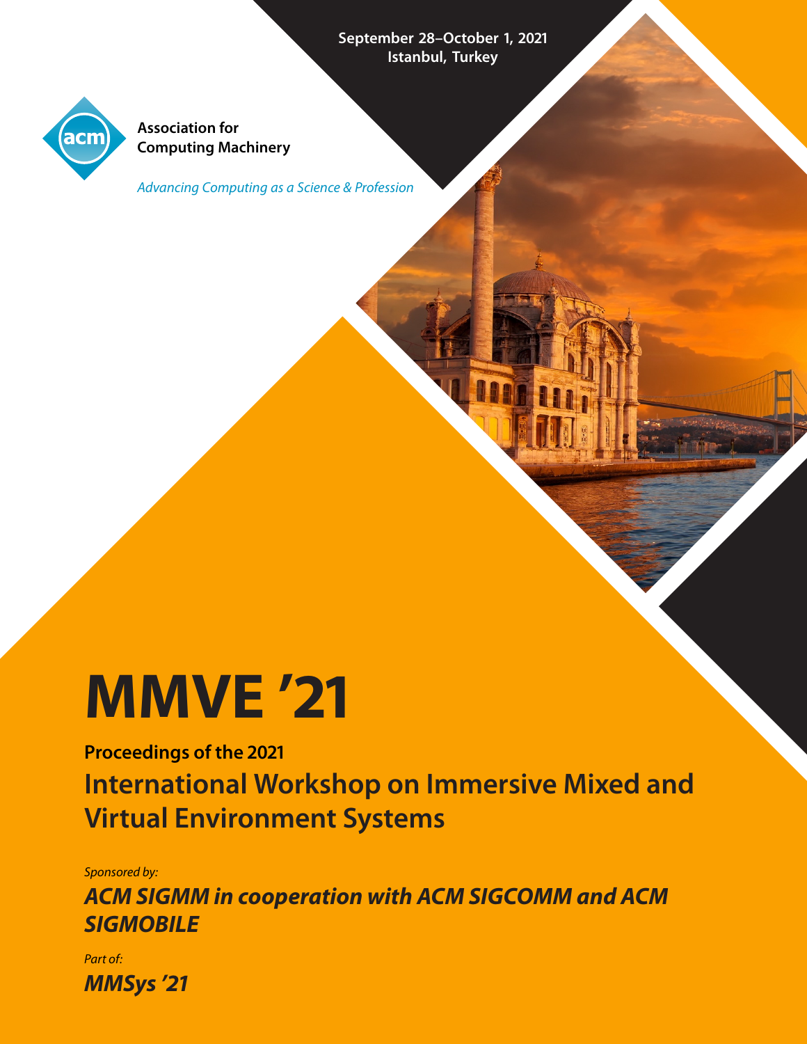September 28–October 1, 2021
Istanbul, Turkey

**Association for Computing Machinery**

*Advancing Computing as a Science & Profession*

# MMVE '21

**Proceedings of the 2021**

## International Workshop on Immersive Mixed and Virtual Environment Systems

*Sponsored by:*

***ACM SIGMM in cooperation with ACM SIGCOMM and ACM SIGMOBILE***

*Part of:*

***MMSys '21***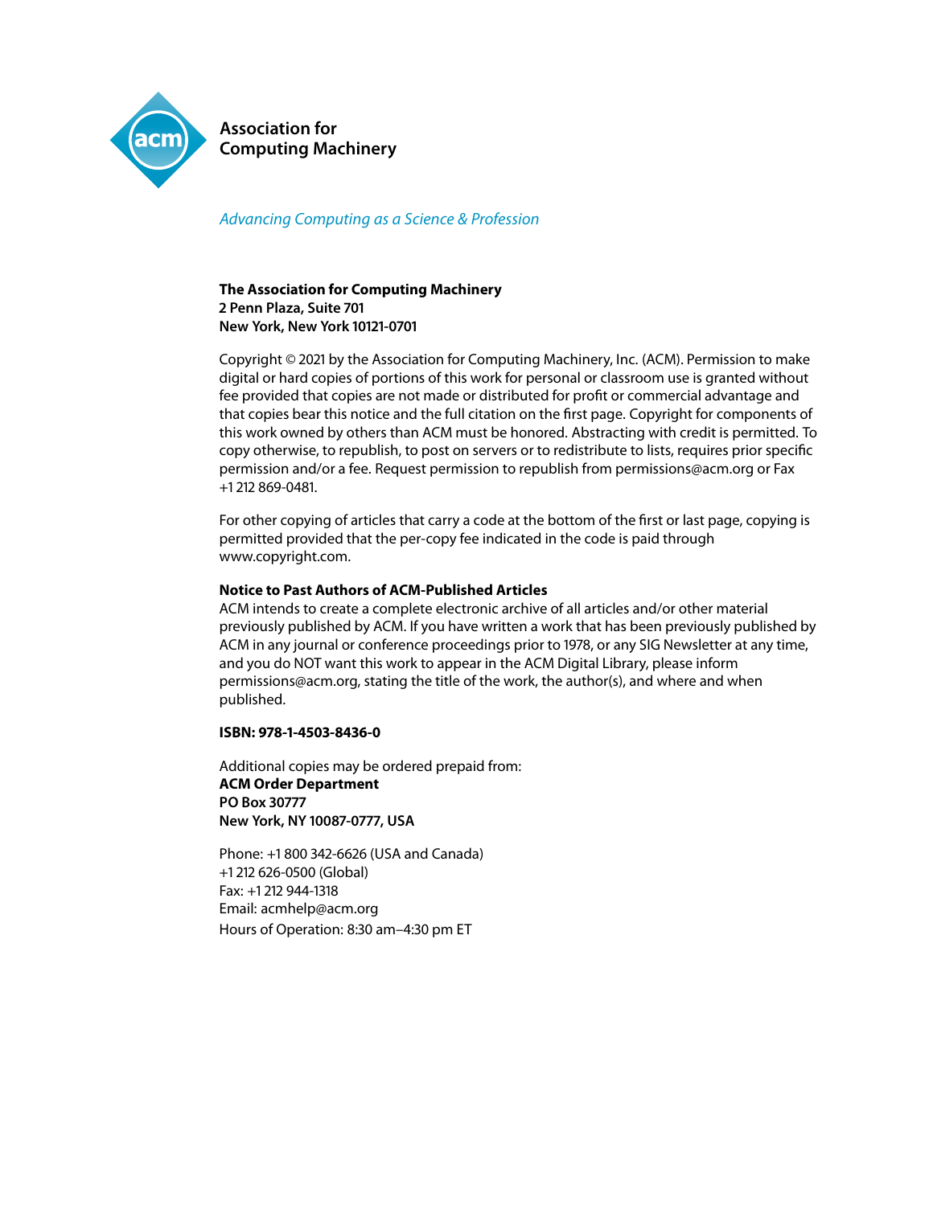**Association for Computing Machinery**

*Advancing Computing as a Science & Profession*

**The Association for Computing Machinery**
**2 Penn Plaza, Suite 701**
**New York, New York 10121-0701**

Copyright © 2021 by the Association for Computing Machinery, Inc. (ACM). Permission to make digital or hard copies of portions of this work for personal or classroom use is granted without fee provided that copies are not made or distributed for profit or commercial advantage and that copies bear this notice and the full citation on the first page. Copyright for components of this work owned by others than ACM must be honored. Abstracting with credit is permitted. To copy otherwise, to republish, to post on servers or to redistribute to lists, requires prior specific permission and/or a fee. Request permission to republish from permissions@acm.org or Fax +1 212 869-0481.

For other copying of articles that carry a code at the bottom of the first or last page, copying is permitted provided that the per-copy fee indicated in the code is paid through www.copyright.com.

**Notice to Past Authors of ACM-Published Articles**
ACM intends to create a complete electronic archive of all articles and/or other material previously published by ACM. If you have written a work that has been previously published by ACM in any journal or conference proceedings prior to 1978, or any SIG Newsletter at any time, and you do NOT want this work to appear in the ACM Digital Library, please inform permissions@acm.org, stating the title of the work, the author(s), and where and when published.

**ISBN: 978-1-4503-8436-0**

Additional copies may be ordered prepaid from:
**ACM Order Department**
**PO Box 30777**
**New York, NY 10087-0777, USA**

Phone: +1 800 342-6626 (USA and Canada)
+1 212 626-0500 (Global)
Fax: +1 212 944-1318
Email: acmhelp@acm.org
Hours of Operation: 8:30 am–4:30 pm ET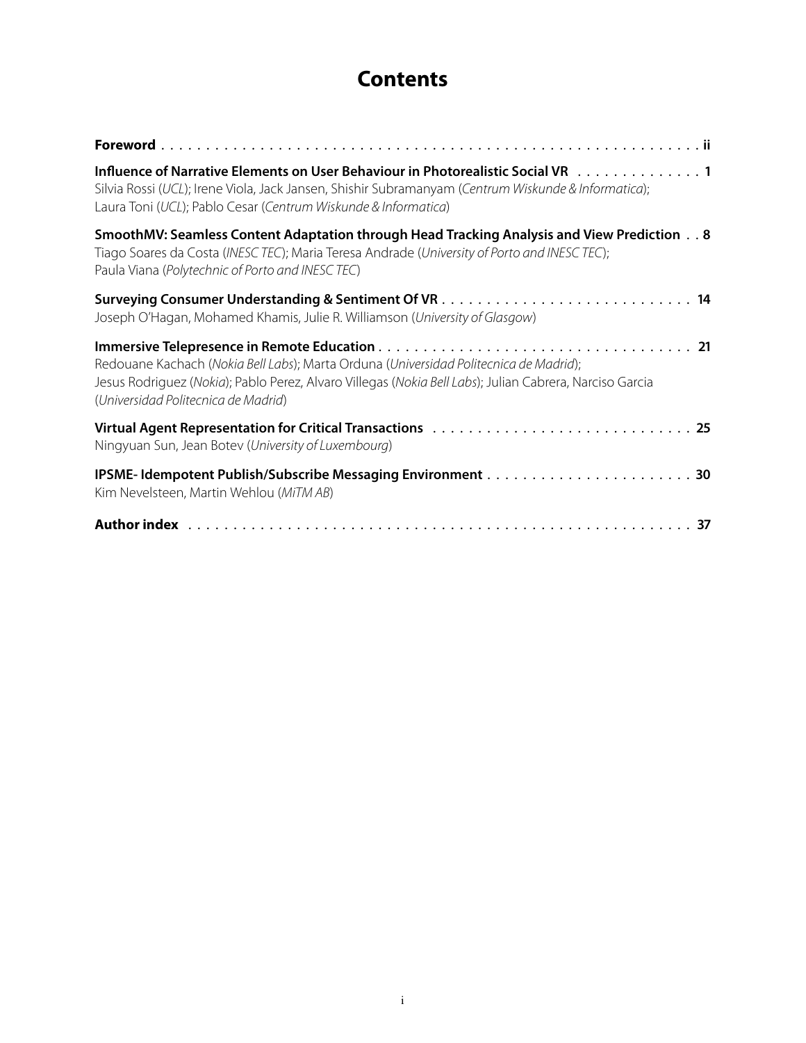# Contents

**Foreword** . . . . . . . . . . . . . . . . . . . . . . . . . . . . . . . . . . . . . . . . . . . . . . . . . . . . . . . . . . . . **ii**

**Influence of Narrative Elements on User Behaviour in Photorealistic Social VR** . . . . . . . . . . . . . . **1**
Silvia Rossi (*UCL*); Irene Viola, Jack Jansen, Shishir Subramanyam (*Centrum Wiskunde & Informatica*); Laura Toni (*UCL*); Pablo Cesar (*Centrum Wiskunde & Informatica*)

**SmoothMV: Seamless Content Adaptation through Head Tracking Analysis and View Prediction** . . **8**
Tiago Soares da Costa (*INESC TEC*); Maria Teresa Andrade (*University of Porto and INESC TEC*); Paula Viana (*Polytechnic of Porto and INESC TEC*)

**Surveying Consumer Understanding & Sentiment Of VR** . . . . . . . . . . . . . . . . . . . . . . . . . . . . **14**
Joseph O'Hagan, Mohamed Khamis, Julie R. Williamson (*University of Glasgow*)

**Immersive Telepresence in Remote Education** . . . . . . . . . . . . . . . . . . . . . . . . . . . . . . . . . . . **21**
Redouane Kachach (*Nokia Bell Labs*); Marta Orduna (*Universidad Politecnica de Madrid*); Jesus Rodriguez (*Nokia*); Pablo Perez, Alvaro Villegas (*Nokia Bell Labs*); Julian Cabrera, Narciso Garcia (*Universidad Politecnica de Madrid*)

**Virtual Agent Representation for Critical Transactions** . . . . . . . . . . . . . . . . . . . . . . . . . . . . **25**
Ningyuan Sun, Jean Botev (*University of Luxembourg*)

**IPSME- Idempotent Publish/Subscribe Messaging Environment** . . . . . . . . . . . . . . . . . . . . . . . **30**
Kim Nevelsteen, Martin Wehlou (*MiTM AB*)

**Author index** . . . . . . . . . . . . . . . . . . . . . . . . . . . . . . . . . . . . . . . . . . . . . . . . . . . . . . . **37**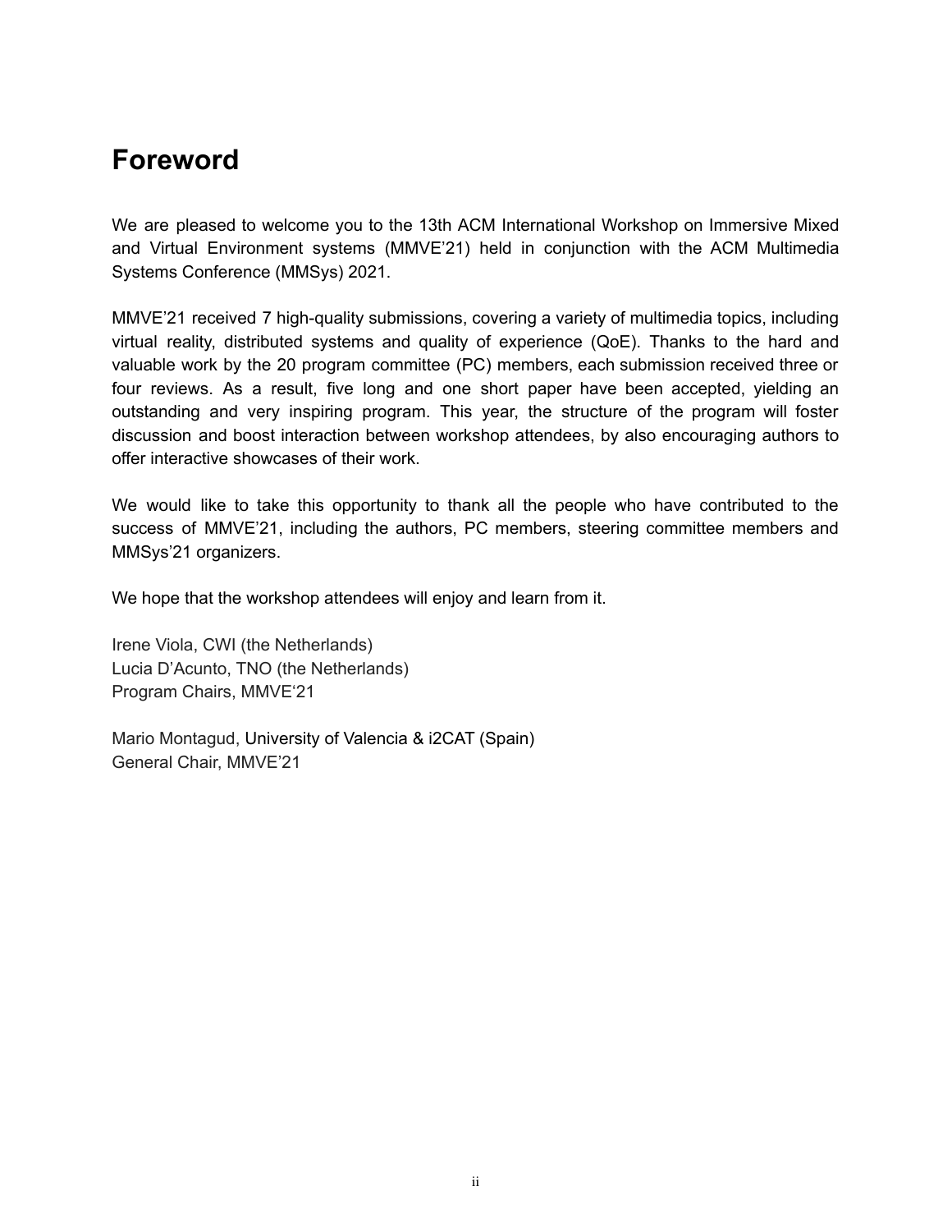# Foreword

We are pleased to welcome you to the 13th ACM International Workshop on Immersive Mixed and Virtual Environment systems (MMVE'21) held in conjunction with the ACM Multimedia Systems Conference (MMSys) 2021.

MMVE'21 received 7 high-quality submissions, covering a variety of multimedia topics, including virtual reality, distributed systems and quality of experience (QoE). Thanks to the hard and valuable work by the 20 program committee (PC) members, each submission received three or four reviews. As a result, five long and one short paper have been accepted, yielding an outstanding and very inspiring program. This year, the structure of the program will foster discussion and boost interaction between workshop attendees, by also encouraging authors to offer interactive showcases of their work.

We would like to take this opportunity to thank all the people who have contributed to the success of MMVE'21, including the authors, PC members, steering committee members and MMSys'21 organizers.

We hope that the workshop attendees will enjoy and learn from it.

Irene Viola, CWI (the Netherlands)
Lucia D'Acunto, TNO (the Netherlands)
Program Chairs, MMVE'21

Mario Montagud, University of Valencia & i2CAT (Spain)
General Chair, MMVE'21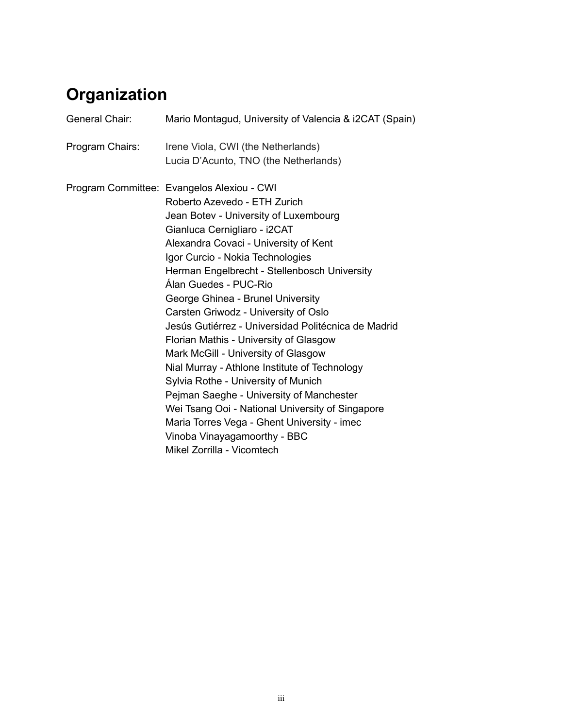# Organization

General Chair: Mario Montagud, University of Valencia & i2CAT (Spain)

Program Chairs: Irene Viola, CWI (the Netherlands)
Lucia D'Acunto, TNO (the Netherlands)

Program Committee:
Evangelos Alexiou - CWI
Roberto Azevedo - ETH Zurich
Jean Botev - University of Luxembourg
Gianluca Cernigliaro - i2CAT
Alexandra Covaci - University of Kent
Igor Curcio - Nokia Technologies
Herman Engelbrecht - Stellenbosch University
Álan Guedes - PUC-Rio
George Ghinea - Brunel University
Carsten Griwodz - University of Oslo
Jesús Gutiérrez - Universidad Politécnica de Madrid
Florian Mathis - University of Glasgow
Mark McGill - University of Glasgow
Nial Murray - Athlone Institute of Technology
Sylvia Rothe - University of Munich
Pejman Saeghe - University of Manchester
Wei Tsang Ooi - National University of Singapore
Maria Torres Vega - Ghent University - imec
Vinoba Vinayagamoorthy - BBC
Mikel Zorrilla - Vicomtech